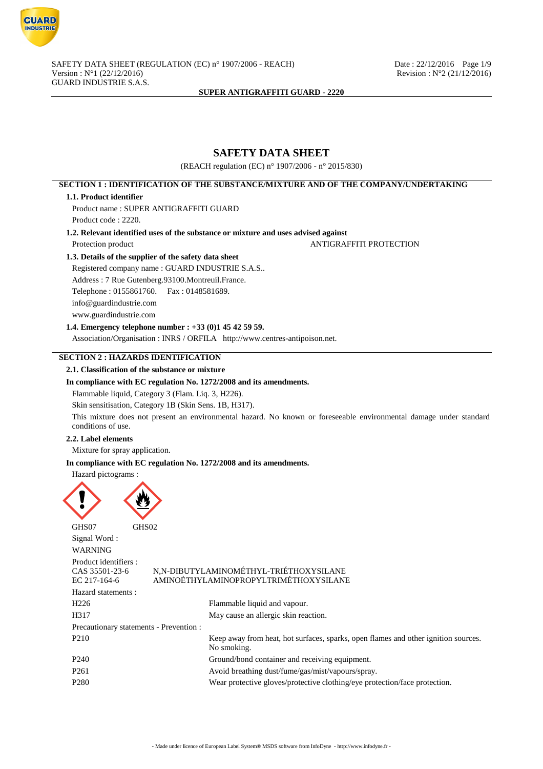# SAFETY DATA SHEET

(REACH regulation (EC) n° 1907/2006 - n° 2015/830)

## SECTION 1 : IDENTIFICATION OF THE SUBSTANCE/MIXTURE AND OF THE COMPANY/UNDERTAKING

### 1.1. Product identifier

Product name : SUPER ANTIGRAFFITI GUARD

Product code : 2220.

### 1.2. Relevant identified uses of the substance or mixture and uses advised against

Protection product ANTIGRAFFITI PROTECTION

### 1.3. Details of the supplier of the safety data sheet

Registered company name : GUARD INDUSTRIE S.A.S..

Address : 7 Rue Gutenberg.93100.Montreuil.France.

Telephone : 0155861760. Fax : 0148581689.

info@guardindustrie.com

www.guardindustrie.com

### 1.4. Emergency telephone number : +33 (0)1 45 42 59 59.

Association/Organisation : INRS / ORFILA http://www.centres-antipoison.net.

## SECTION 2 : HAZARDS IDENTIFICATION

### 2.1. Classification of the substance or mixture

**In compliance with EC regulation No. 1272/2008 and its amendments.**

Flammable liquid, Category 3 (Flam. Liq. 3, H226).

Skin sensitisation, Category 1B (Skin Sens. 1B, H317).

This mixture does not present an environmental hazard. No known or foreseeable environmental damage under standard conditions of use.

### 2.2. Label elements

Mixture for spray application.

**In compliance with EC regulation No. 1272/2008 and its amendments.**

Hazard pictograms :

GHS07 GHS02

Signal Word :

WARNING

Product identifiers :

| | |
|---|---|
| CAS 35501-23-6 | N,N-DIBUTYLAMINOMÉTHYL-TRIÉTHOXYSILANE |
| EC 217-164-6 | AMINOÉTHYLAMINOPROPYLTRIMÉTHOXYSILANE |

Hazard statements :

| | |
|---|---|
| H226 | Flammable liquid and vapour. |
| H317 | May cause an allergic skin reaction. |

Precautionary statements - Prevention :

| | |
|---|---|
| P210 | Keep away from heat, hot surfaces, sparks, open flames and other ignition sources. No smoking. |
| P240 | Ground/bond container and receiving equipment. |
| P261 | Avoid breathing dust/fume/gas/mist/vapours/spray. |
| P280 | Wear protective gloves/protective clothing/eye protection/face protection. |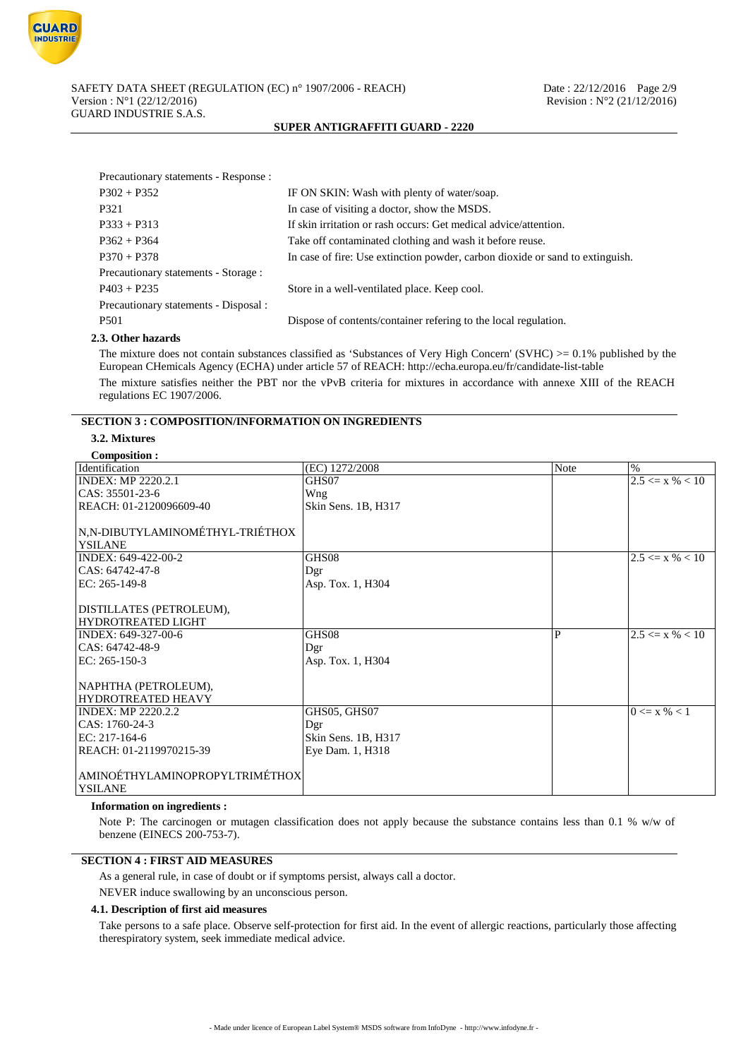Precautionary statements - Response :

| | |
|---|---|
| P302 + P352 | IF ON SKIN: Wash with plenty of water/soap. |
| P321 | In case of visiting a doctor, show the MSDS. |
| P333 + P313 | If skin irritation or rash occurs: Get medical advice/attention. |
| P362 + P364 | Take off contaminated clothing and wash it before reuse. |
| P370 + P378 | In case of fire: Use extinction powder, carbon dioxide or sand to extinguish. |

Precautionary statements - Storage :

| | |
|---|---|
| P403 + P235 | Store in a well-ventilated place. Keep cool. |

Precautionary statements - Disposal :

| | |
|---|---|
| P501 | Dispose of contents/container refering to the local regulation. |

### 2.3. Other hazards

The mixture does not contain substances classified as 'Substances of Very High Concern' (SVHC) >= 0.1% published by the European CHemicals Agency (ECHA) under article 57 of REACH: http://echa.europa.eu/fr/candidate-list-table

The mixture satisfies neither the PBT nor the vPvB criteria for mixtures in accordance with annexe XIII of the REACH regulations EC 1907/2006.

## SECTION 3 : COMPOSITION/INFORMATION ON INGREDIENTS

### 3.2. Mixtures

**Composition :**

| Identification | (EC) 1272/2008 | Note | % |
|---|---|---|---|
| INDEX: MP 2220.2.1<br>CAS: 35501-23-6<br>REACH: 01-2120096609-40<br><br>N,N-DIBUTYLAMINOMÉTHYL-TRIÉTHOXYSILANE | GHS07<br>Wng<br>Skin Sens. 1B, H317 | | 2.5 <= x % < 10 |
| INDEX: 649-422-00-2<br>CAS: 64742-47-8<br>EC: 265-149-8<br><br>DISTILLATES (PETROLEUM), HYDROTREATED LIGHT | GHS08<br>Dgr<br>Asp. Tox. 1, H304 | | 2.5 <= x % < 10 |
| INDEX: 649-327-00-6<br>CAS: 64742-48-9<br>EC: 265-150-3<br><br>NAPHTHA (PETROLEUM), HYDROTREATED HEAVY | GHS08<br>Dgr<br>Asp. Tox. 1, H304 | P | 2.5 <= x % < 10 |
| INDEX: MP 2220.2.2<br>CAS: 1760-24-3<br>EC: 217-164-6<br>REACH: 01-2119970215-39<br><br>AMINOÉTHYLAMINOPROPYLTRIMÉTHOXYSILANE | GHS05, GHS07<br>Dgr<br>Skin Sens. 1B, H317<br>Eye Dam. 1, H318 | | 0 <= x % < 1 |

**Information on ingredients :**

Note P: The carcinogen or mutagen classification does not apply because the substance contains less than 0.1 % w/w of benzene (EINECS 200-753-7).

## SECTION 4 : FIRST AID MEASURES

As a general rule, in case of doubt or if symptoms persist, always call a doctor.

NEVER induce swallowing by an unconscious person.

### 4.1. Description of first aid measures

Take persons to a safe place. Observe self-protection for first aid. In the event of allergic reactions, particularly those affecting therespiratory system, seek immediate medical advice.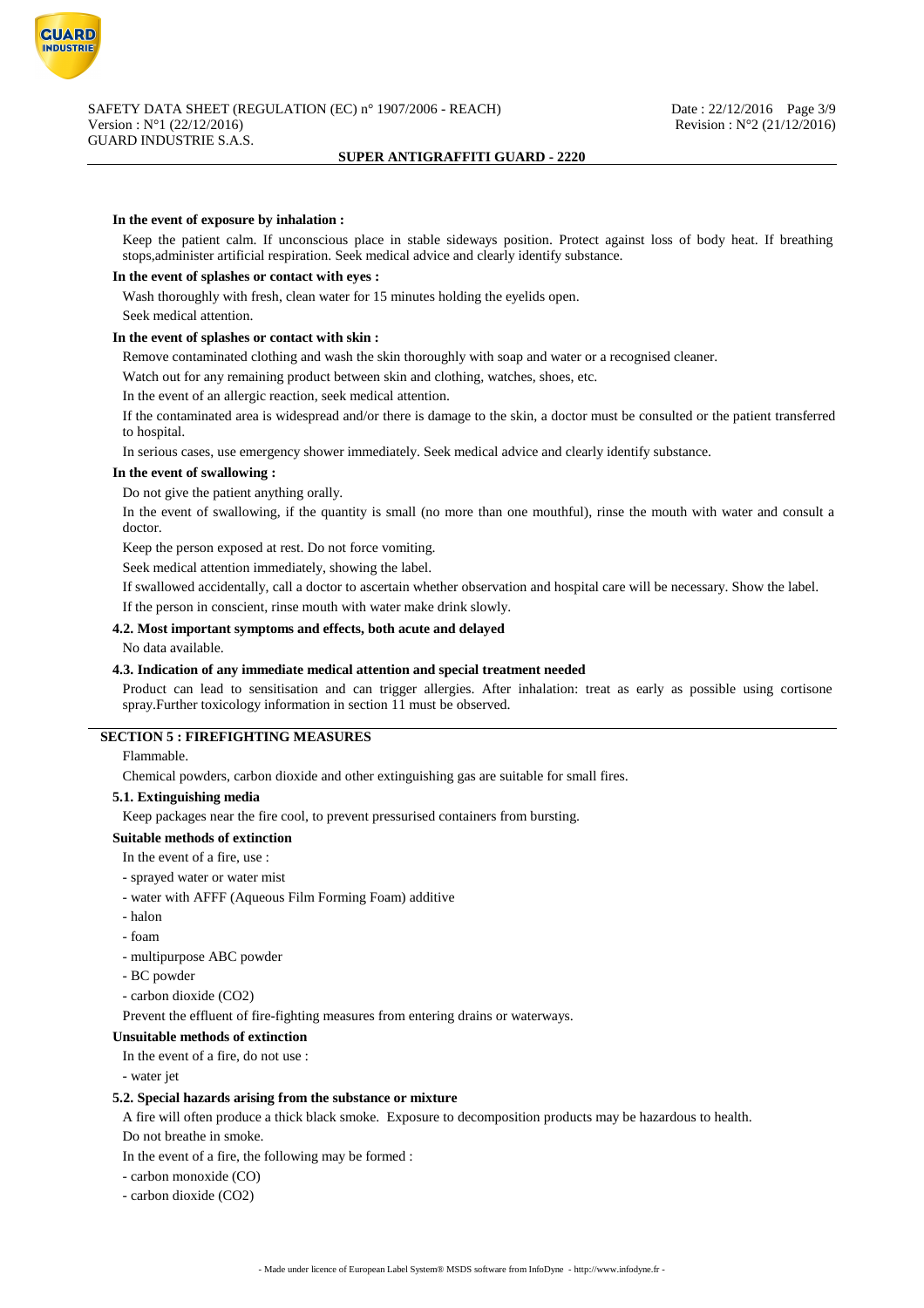**In the event of exposure by inhalation :**

Keep the patient calm. If unconscious place in stable sideways position. Protect against loss of body heat. If breathing stops,administer artificial respiration. Seek medical advice and clearly identify substance.

**In the event of splashes or contact with eyes :**

Wash thoroughly with fresh, clean water for 15 minutes holding the eyelids open.

Seek medical attention.

**In the event of splashes or contact with skin :**

Remove contaminated clothing and wash the skin thoroughly with soap and water or a recognised cleaner.

Watch out for any remaining product between skin and clothing, watches, shoes, etc.

In the event of an allergic reaction, seek medical attention.

If the contaminated area is widespread and/or there is damage to the skin, a doctor must be consulted or the patient transferred to hospital.

In serious cases, use emergency shower immediately. Seek medical advice and clearly identify substance.

**In the event of swallowing :**

Do not give the patient anything orally.

In the event of swallowing, if the quantity is small (no more than one mouthful), rinse the mouth with water and consult a doctor.

Keep the person exposed at rest. Do not force vomiting.

Seek medical attention immediately, showing the label.

If swallowed accidentally, call a doctor to ascertain whether observation and hospital care will be necessary. Show the label.

If the person in conscient, rinse mouth with water make drink slowly.

### 4.2. Most important symptoms and effects, both acute and delayed

No data available.

### 4.3. Indication of any immediate medical attention and special treatment needed

Product can lead to sensitisation and can trigger allergies. After inhalation: treat as early as possible using cortisone spray.Further toxicology information in section 11 must be observed.

## SECTION 5 : FIREFIGHTING MEASURES

Flammable.

Chemical powders, carbon dioxide and other extinguishing gas are suitable for small fires.

### 5.1. Extinguishing media

Keep packages near the fire cool, to prevent pressurised containers from bursting.

**Suitable methods of extinction**

In the event of a fire, use :

- sprayed water or water mist
- water with AFFF (Aqueous Film Forming Foam) additive
- halon
- foam
- multipurpose ABC powder
- BC powder
- carbon dioxide ($CO_2$)

Prevent the effluent of fire-fighting measures from entering drains or waterways.

**Unsuitable methods of extinction**

In the event of a fire, do not use :

- water jet

### 5.2. Special hazards arising from the substance or mixture

A fire will often produce a thick black smoke. Exposure to decomposition products may be hazardous to health.

Do not breathe in smoke.

In the event of a fire, the following may be formed :

- carbon monoxide (CO)
- carbon dioxide ($CO_2$)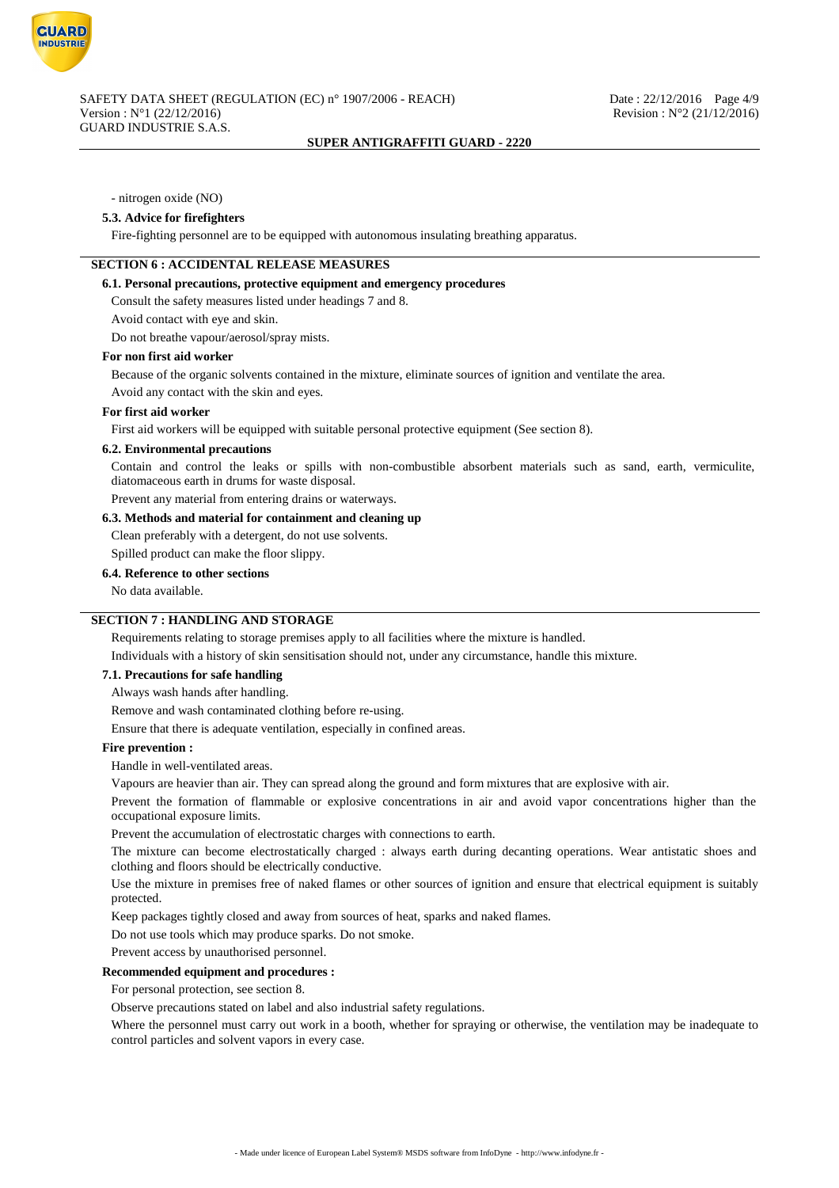- nitrogen oxide (NO)

### 5.3. Advice for firefighters

Fire-fighting personnel are to be equipped with autonomous insulating breathing apparatus.

## SECTION 6 : ACCIDENTAL RELEASE MEASURES

### 6.1. Personal precautions, protective equipment and emergency procedures

Consult the safety measures listed under headings 7 and 8.

Avoid contact with eye and skin.

Do not breathe vapour/aerosol/spray mists.

**For non first aid worker**

Because of the organic solvents contained in the mixture, eliminate sources of ignition and ventilate the area.

Avoid any contact with the skin and eyes.

**For first aid worker**

First aid workers will be equipped with suitable personal protective equipment (See section 8).

### 6.2. Environmental precautions

Contain and control the leaks or spills with non-combustible absorbent materials such as sand, earth, vermiculite, diatomaceous earth in drums for waste disposal.

Prevent any material from entering drains or waterways.

### 6.3. Methods and material for containment and cleaning up

Clean preferably with a detergent, do not use solvents.

Spilled product can make the floor slippy.

### 6.4. Reference to other sections

No data available.

## SECTION 7 : HANDLING AND STORAGE

Requirements relating to storage premises apply to all facilities where the mixture is handled.

Individuals with a history of skin sensitisation should not, under any circumstance, handle this mixture.

### 7.1. Precautions for safe handling

Always wash hands after handling.

Remove and wash contaminated clothing before re-using.

Ensure that there is adequate ventilation, especially in confined areas.

**Fire prevention :**

Handle in well-ventilated areas.

Vapours are heavier than air. They can spread along the ground and form mixtures that are explosive with air.

Prevent the formation of flammable or explosive concentrations in air and avoid vapor concentrations higher than the occupational exposure limits.

Prevent the accumulation of electrostatic charges with connections to earth.

The mixture can become electrostatically charged : always earth during decanting operations. Wear antistatic shoes and clothing and floors should be electrically conductive.

Use the mixture in premises free of naked flames or other sources of ignition and ensure that electrical equipment is suitably protected.

Keep packages tightly closed and away from sources of heat, sparks and naked flames.

Do not use tools which may produce sparks. Do not smoke.

Prevent access by unauthorised personnel.

**Recommended equipment and procedures :**

For personal protection, see section 8.

Observe precautions stated on label and also industrial safety regulations.

Where the personnel must carry out work in a booth, whether for spraying or otherwise, the ventilation may be inadequate to control particles and solvent vapors in every case.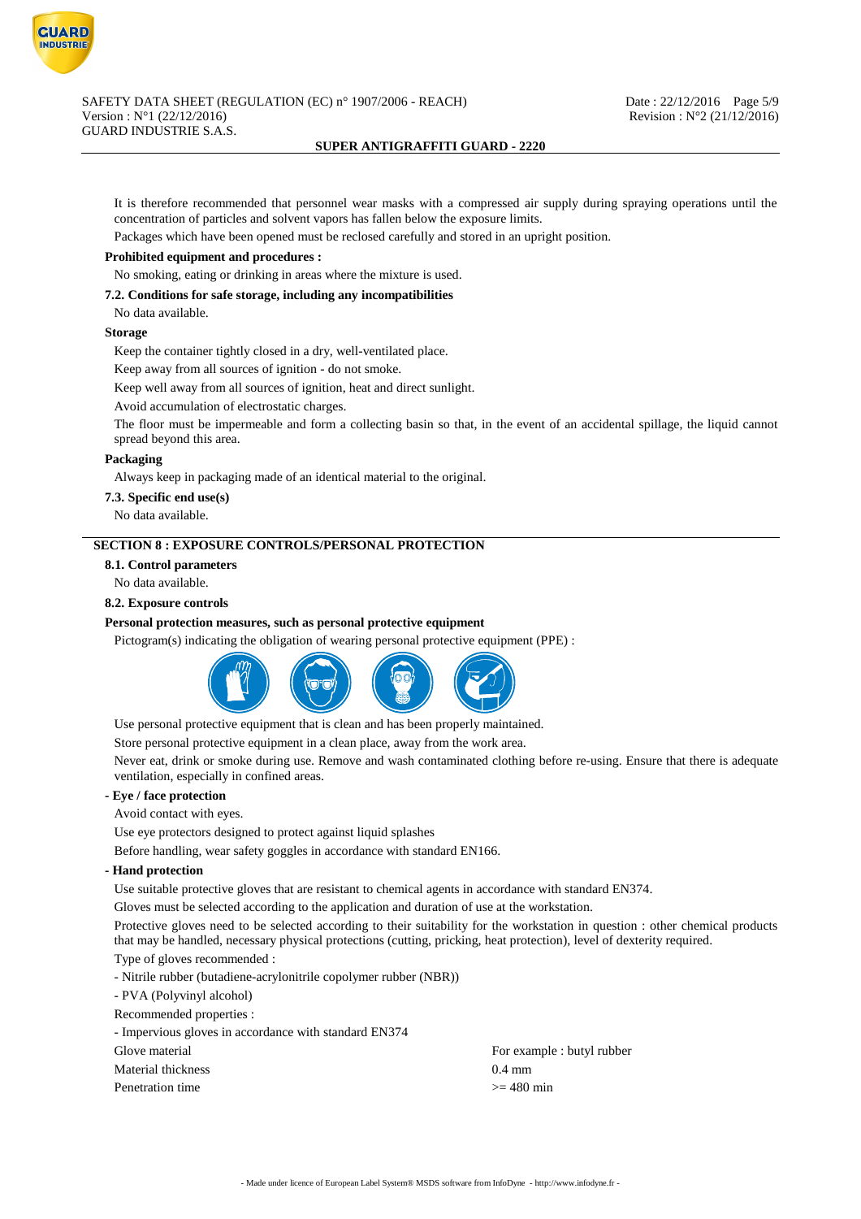It is therefore recommended that personnel wear masks with a compressed air supply during spraying operations until the concentration of particles and solvent vapors has fallen below the exposure limits.

Packages which have been opened must be reclosed carefully and stored in an upright position.

**Prohibited equipment and procedures :**

No smoking, eating or drinking in areas where the mixture is used.

**7.2. Conditions for safe storage, including any incompatibilities**

No data available.

**Storage**

Keep the container tightly closed in a dry, well-ventilated place.

Keep away from all sources of ignition - do not smoke.

Keep well away from all sources of ignition, heat and direct sunlight.

Avoid accumulation of electrostatic charges.

The floor must be impermeable and form a collecting basin so that, in the event of an accidental spillage, the liquid cannot spread beyond this area.

**Packaging**

Always keep in packaging made of an identical material to the original.

**7.3. Specific end use(s)**

No data available.

## SECTION 8 : EXPOSURE CONTROLS/PERSONAL PROTECTION

**8.1. Control parameters**

No data available.

**8.2. Exposure controls**

**Personal protection measures, such as personal protective equipment**

Pictogram(s) indicating the obligation of wearing personal protective equipment (PPE) :

Use personal protective equipment that is clean and has been properly maintained.

Store personal protective equipment in a clean place, away from the work area.

Never eat, drink or smoke during use. Remove and wash contaminated clothing before re-using. Ensure that there is adequate ventilation, especially in confined areas.

**- Eye / face protection**

Avoid contact with eyes.

Use eye protectors designed to protect against liquid splashes

Before handling, wear safety goggles in accordance with standard EN166.

**- Hand protection**

Use suitable protective gloves that are resistant to chemical agents in accordance with standard EN374.

Gloves must be selected according to the application and duration of use at the workstation.

Protective gloves need to be selected according to their suitability for the workstation in question : other chemical products that may be handled, necessary physical protections (cutting, pricking, heat protection), level of dexterity required.

Type of gloves recommended :

- Nitrile rubber (butadiene-acrylonitrile copolymer rubber (NBR))
- PVA (Polyvinyl alcohol)

Recommended properties :

- Impervious gloves in accordance with standard EN374

| | |
|---|---|
| Glove material | For example : butyl rubber |
| Material thickness | 0.4 mm |
| Penetration time | >= 480 min |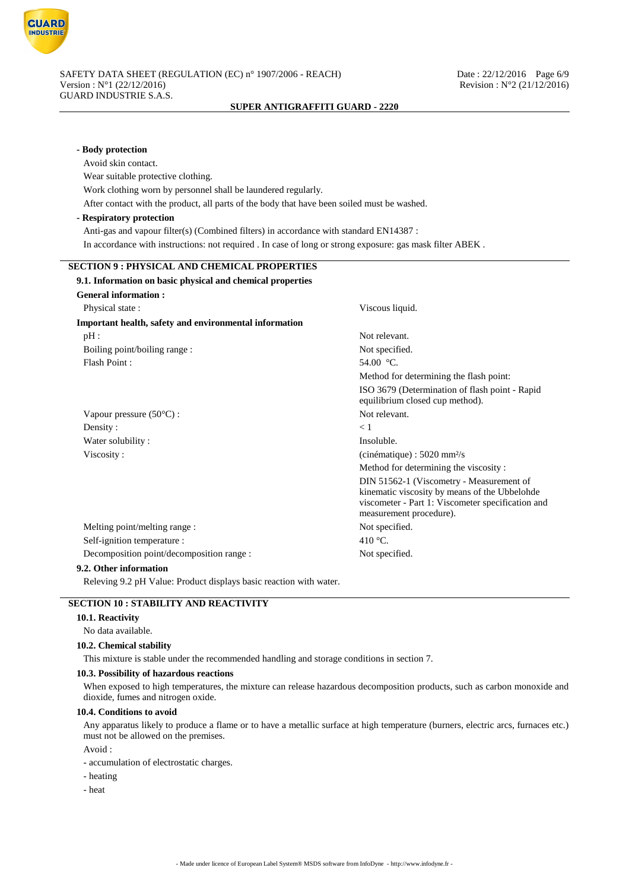**- Body protection**

Avoid skin contact.

Wear suitable protective clothing.

Work clothing worn by personnel shall be laundered regularly.

After contact with the product, all parts of the body that have been soiled must be washed.

**- Respiratory protection**

Anti-gas and vapour filter(s) (Combined filters) in accordance with standard EN14387 :

In accordance with instructions: not required . In case of long or strong exposure: gas mask filter ABEK .

## SECTION 9 : PHYSICAL AND CHEMICAL PROPERTIES

### 9.1. Information on basic physical and chemical properties

**General information :**

| | |
|---|---|
| Physical state : | Viscous liquid. |

**Important health, safety and environmental information**

| | |
|---|---|
| pH : | Not relevant. |
| Boiling point/boiling range : | Not specified. |
| Flash Point : | 54.00 °C. |
| | Method for determining the flash point: |
| | ISO 3679 (Determination of flash point - Rapid equilibrium closed cup method). |
| Vapour pressure (50°C) : | Not relevant. |
| Density : | < 1 |
| Water solubility : | Insoluble. |
| Viscosity : | (cinématique) : 5020 mm²/s |
| | Method for determining the viscosity : |
| | DIN 51562-1 (Viscometry - Measurement of kinematic viscosity by means of the Ubbelohde viscometer - Part 1: Viscometer specification and measurement procedure). |
| Melting point/melting range : | Not specified. |
| Self-ignition temperature : | 410 °C. |
| Decomposition point/decomposition range : | Not specified. |

### 9.2. Other information

Releving 9.2 pH Value: Product displays basic reaction with water.

## SECTION 10 : STABILITY AND REACTIVITY

### 10.1. Reactivity

No data available.

### 10.2. Chemical stability

This mixture is stable under the recommended handling and storage conditions in section 7.

### 10.3. Possibility of hazardous reactions

When exposed to high temperatures, the mixture can release hazardous decomposition products, such as carbon monoxide and dioxide, fumes and nitrogen oxide.

### 10.4. Conditions to avoid

Any apparatus likely to produce a flame or to have a metallic surface at high temperature (burners, electric arcs, furnaces etc.) must not be allowed on the premises.

Avoid :

- accumulation of electrostatic charges.
- heating
- heat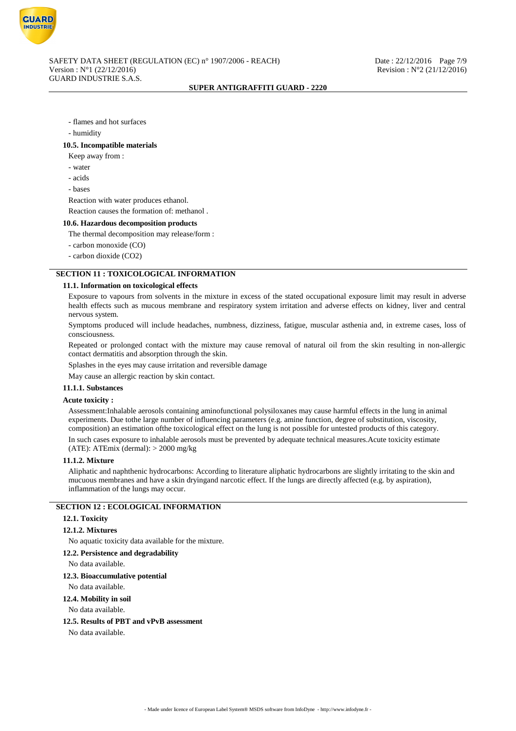- flames and hot surfaces
- humidity

**10.5. Incompatible materials**

Keep away from :

- water
- acids
- bases

Reaction with water produces ethanol.

Reaction causes the formation of: methanol .

**10.6. Hazardous decomposition products**

The thermal decomposition may release/form :

- carbon monoxide (CO)
- carbon dioxide (CO2)

## SECTION 11 : TOXICOLOGICAL INFORMATION

**11.1. Information on toxicological effects**

Exposure to vapours from solvents in the mixture in excess of the stated occupational exposure limit may result in adverse health effects such as mucous membrane and respiratory system irritation and adverse effects on kidney, liver and central nervous system.

Symptoms produced will include headaches, numbness, dizziness, fatigue, muscular asthenia and, in extreme cases, loss of consciousness.

Repeated or prolonged contact with the mixture may cause removal of natural oil from the skin resulting in non-allergic contact dermatitis and absorption through the skin.

Splashes in the eyes may cause irritation and reversible damage

May cause an allergic reaction by skin contact.

**11.1.1. Substances**

**Acute toxicity :**

Assessment:Inhalable aerosols containing aminofunctional polysiloxanes may cause harmful effects in the lung in animal experiments. Due tothe large number of influencing parameters (e.g. amine function, degree of substitution, viscosity, composition) an estimation ofthe toxicological effect on the lung is not possible for untested products of this category.

In such cases exposure to inhalable aerosols must be prevented by adequate technical measures.Acute toxicity estimate (ATE): ATEmix (dermal): > 2000 mg/kg

**11.1.2. Mixture**

Aliphatic and naphthenic hydrocarbons: According to literature aliphatic hydrocarbons are slightly irritating to the skin and mucuous membranes and have a skin dryingand narcotic effect. If the lungs are directly affected (e.g. by aspiration), inflammation of the lungs may occur.

## SECTION 12 : ECOLOGICAL INFORMATION

**12.1. Toxicity**

**12.1.2. Mixtures**

No aquatic toxicity data available for the mixture.

**12.2. Persistence and degradability**

No data available.

**12.3. Bioaccumulative potential**

No data available.

**12.4. Mobility in soil**

No data available.

**12.5. Results of PBT and vPvB assessment**

No data available.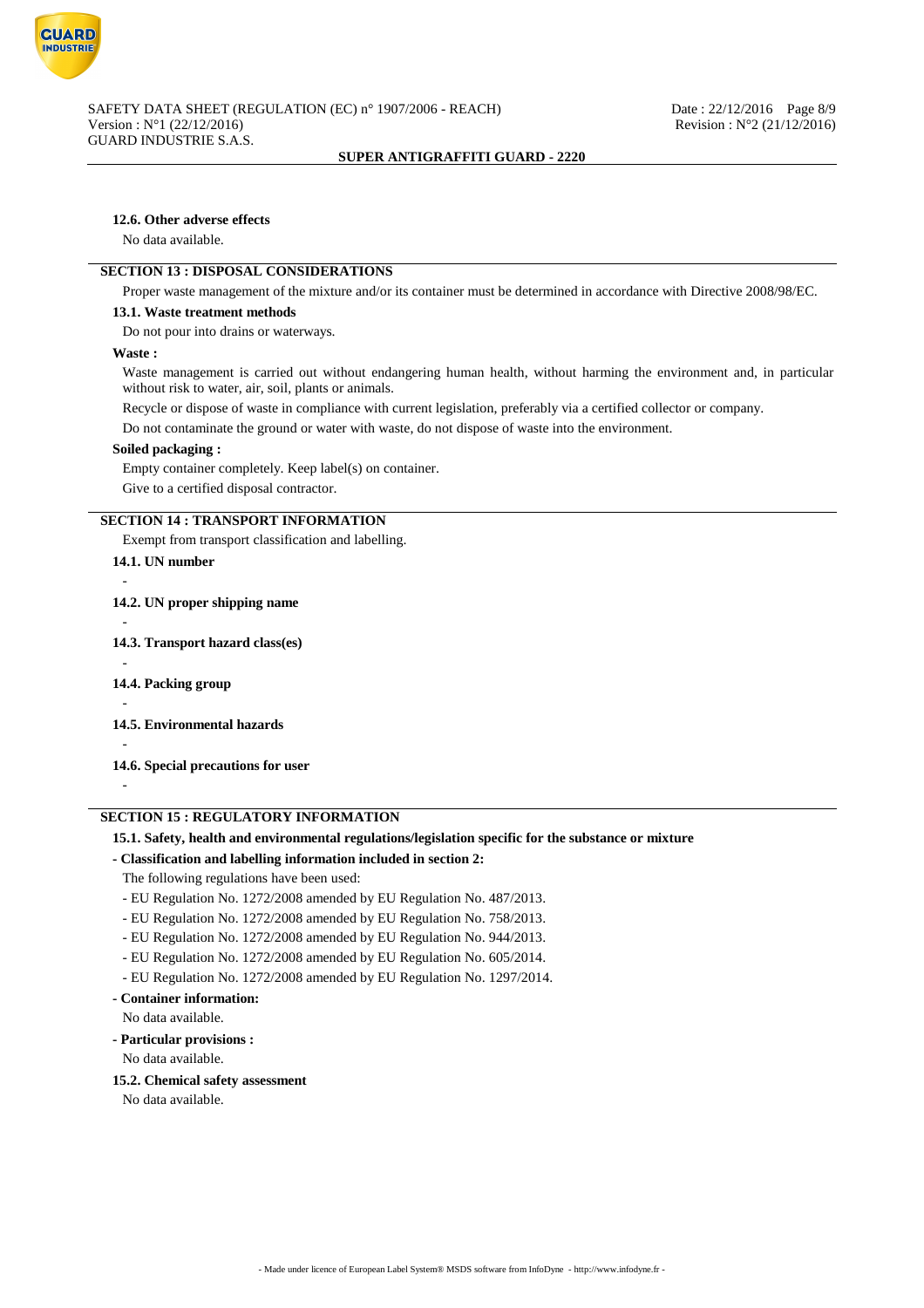#### 12.6. Other adverse effects

No data available.

## SECTION 13 : DISPOSAL CONSIDERATIONS

Proper waste management of the mixture and/or its container must be determined in accordance with Directive 2008/98/EC.

#### 13.1. Waste treatment methods

Do not pour into drains or waterways.

**Waste :**

Waste management is carried out without endangering human health, without harming the environment and, in particular without risk to water, air, soil, plants or animals.

Recycle or dispose of waste in compliance with current legislation, preferably via a certified collector or company.

Do not contaminate the ground or water with waste, do not dispose of waste into the environment.

**Soiled packaging :**

Empty container completely. Keep label(s) on container.

Give to a certified disposal contractor.

## SECTION 14 : TRANSPORT INFORMATION

Exempt from transport classification and labelling.

#### 14.1. UN number

-

#### 14.2. UN proper shipping name

-

#### 14.3. Transport hazard class(es)

-

#### 14.4. Packing group

-

#### 14.5. Environmental hazards

-

#### 14.6. Special precautions for user

-

## SECTION 15 : REGULATORY INFORMATION

#### 15.1. Safety, health and environmental regulations/legislation specific for the substance or mixture

**- Classification and labelling information included in section 2:**

The following regulations have been used:

- EU Regulation No. 1272/2008 amended by EU Regulation No. 487/2013.
- EU Regulation No. 1272/2008 amended by EU Regulation No. 758/2013.
- EU Regulation No. 1272/2008 amended by EU Regulation No. 944/2013.
- EU Regulation No. 1272/2008 amended by EU Regulation No. 605/2014.
- EU Regulation No. 1272/2008 amended by EU Regulation No. 1297/2014.

**- Container information:**

No data available.

**- Particular provisions :**

No data available.

#### 15.2. Chemical safety assessment

No data available.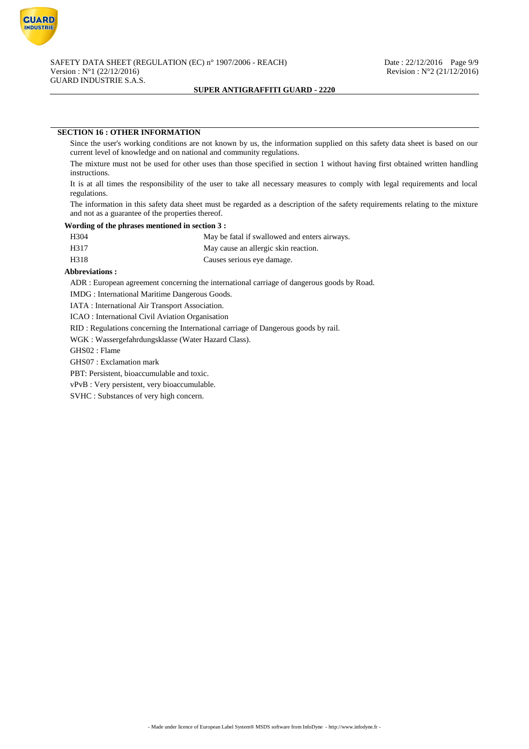## SECTION 16 : OTHER INFORMATION

Since the user's working conditions are not known by us, the information supplied on this safety data sheet is based on our current level of knowledge and on national and community regulations.

The mixture must not be used for other uses than those specified in section 1 without having first obtained written handling instructions.

It is at all times the responsibility of the user to take all necessary measures to comply with legal requirements and local regulations.

The information in this safety data sheet must be regarded as a description of the safety requirements relating to the mixture and not as a guarantee of the properties thereof.

**Wording of the phrases mentioned in section 3 :**

| | |
|---|---|
| H304 | May be fatal if swallowed and enters airways. |
| H317 | May cause an allergic skin reaction. |
| H318 | Causes serious eye damage. |

**Abbreviations :**

ADR : European agreement concerning the international carriage of dangerous goods by Road.

IMDG : International Maritime Dangerous Goods.

IATA : International Air Transport Association.

ICAO : International Civil Aviation Organisation

RID : Regulations concerning the International carriage of Dangerous goods by rail.

WGK : Wassergefahrdungsklasse (Water Hazard Class).

GHS02 : Flame

GHS07 : Exclamation mark

PBT: Persistent, bioaccumulable and toxic.

vPvB : Very persistent, very bioaccumulable.

SVHC : Substances of very high concern.